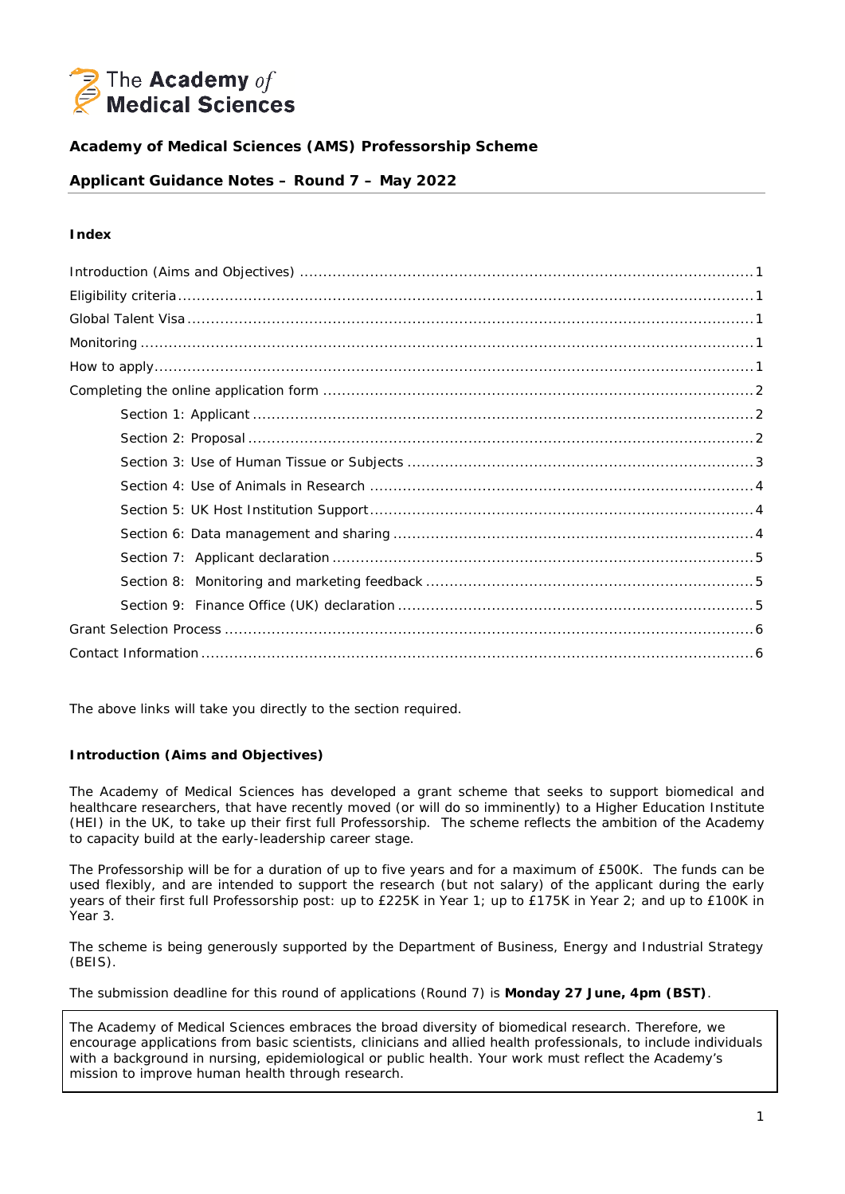The Academy of Medical Sciences

**Academy of Medical Sciences (AMS) Professorship Scheme**

**Applicant Guidance Notes – Round 7 – May 2022**

**Index**

- Introduction (Aims and Objectives) ........ 1
- Eligibility criteria ........ 1
- Global Talent Visa ........ 1
- Monitoring ........ 1
- How to apply ........ 1
- Completing the online application form ........ 2
  - Section 1: Applicant ........ 2
  - Section 2: Proposal ........ 2
  - Section 3: Use of Human Tissue or Subjects ........ 3
  - Section 4: Use of Animals in Research ........ 4
  - Section 5: UK Host Institution Support ........ 4
  - Section 6: Data management and sharing ........ 4
  - Section 7: Applicant declaration ........ 5
  - Section 8: Monitoring and marketing feedback ........ 5
  - Section 9: Finance Office (UK) declaration ........ 5
- Grant Selection Process ........ 6
- Contact Information ........ 6

The above links will take you directly to the section required.

**Introduction (Aims and Objectives)**

The Academy of Medical Sciences has developed a grant scheme that seeks to support biomedical and healthcare researchers, that have recently moved (or will do so imminently) to a Higher Education Institute (HEI) in the UK, to take up their first full Professorship. The scheme reflects the ambition of the Academy to capacity build at the early-leadership career stage.

The Professorship will be for a duration of up to five years and for a maximum of £500K. The funds can be used flexibly, and are intended to support the research (but not salary) of the applicant during the early years of their first full Professorship post: up to £225K in Year 1; up to £175K in Year 2; and up to £100K in Year 3.

The scheme is being generously supported by the Department of Business, Energy and Industrial Strategy (BEIS).

The submission deadline for this round of applications (Round 7) is **Monday 27 June, 4pm (BST)**.

> The Academy of Medical Sciences embraces the broad diversity of biomedical research. Therefore, we encourage applications from basic scientists, clinicians and allied health professionals, to include individuals with a background in nursing, epidemiological or public health. Your work must reflect the Academy's mission to improve human health through research.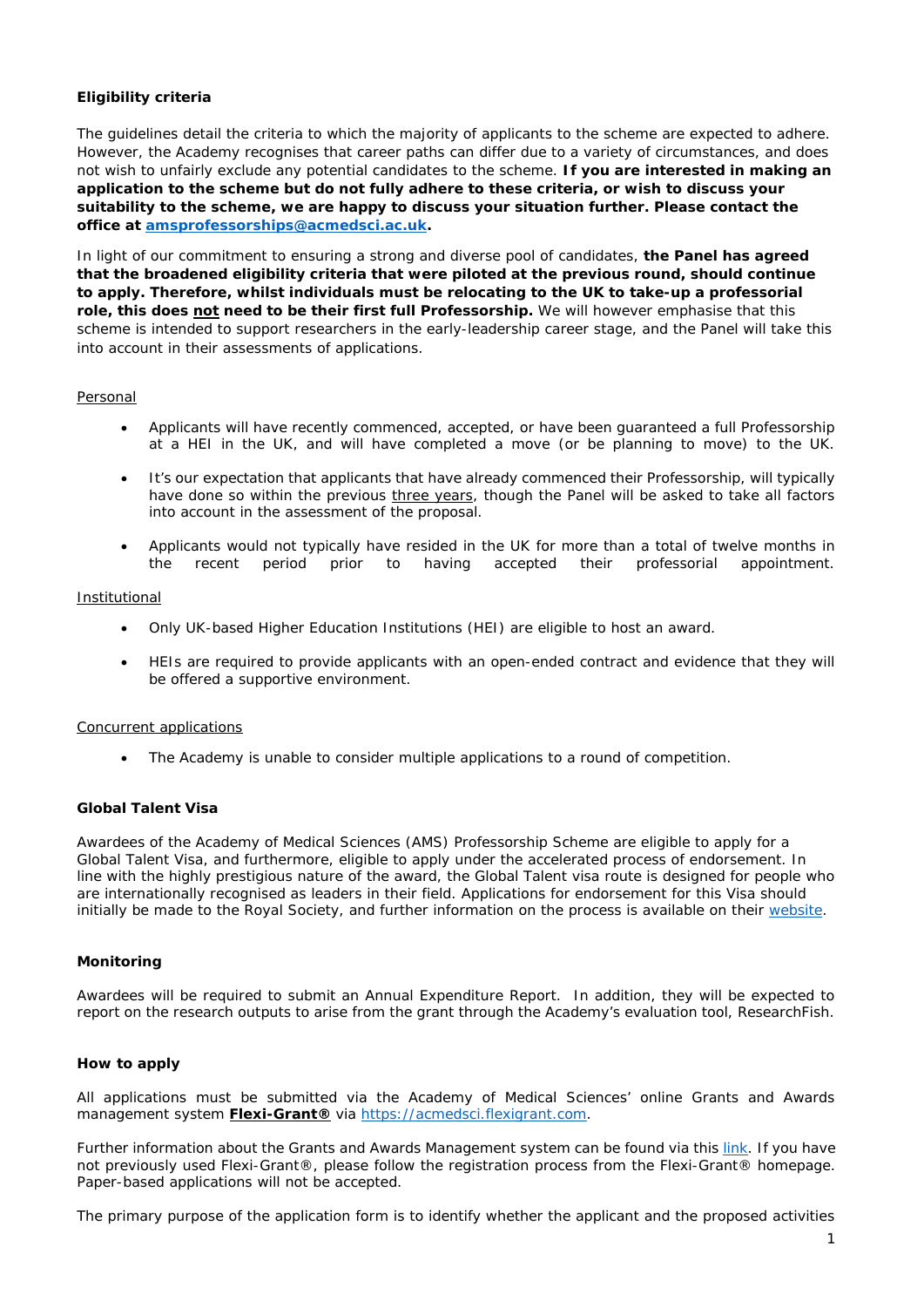**Eligibility criteria**

The guidelines detail the criteria to which the majority of applicants to the scheme are expected to adhere. However, the Academy recognises that career paths can differ due to a variety of circumstances, and does not wish to unfairly exclude any potential candidates to the scheme. **If you are interested in making an application to the scheme but do not fully adhere to these criteria, or wish to discuss your suitability to the scheme, we are happy to discuss your situation further. Please contact the office at amsprofessorships@acmedsci.ac.uk.**

In light of our commitment to ensuring a strong and diverse pool of candidates, **the Panel has agreed that the broadened eligibility criteria that were piloted at the previous round, should continue to apply. Therefore, whilst individuals must be relocating to the UK to take-up a professorial role, this does not need to be their first full Professorship.** We will however emphasise that this scheme is intended to support researchers in the early-leadership career stage, and the Panel will take this into account in their assessments of applications.

Personal

- Applicants will have recently commenced, accepted, or have been guaranteed a full Professorship at a HEI in the UK, and will have completed a move (or be planning to move) to the UK.
- It's our expectation that applicants that have already commenced their Professorship, will typically have done so within the previous three years, though the Panel will be asked to take all factors into account in the assessment of the proposal.
- Applicants would not typically have resided in the UK for more than a total of twelve months in the recent period prior to having accepted their professorial appointment.

Institutional

- Only UK-based Higher Education Institutions (HEI) are eligible to host an award.
- HEIs are required to provide applicants with an open-ended contract and evidence that they will be offered a supportive environment.

Concurrent applications

- The Academy is unable to consider multiple applications to a round of competition.

**Global Talent Visa**

Awardees of the Academy of Medical Sciences (AMS) Professorship Scheme are eligible to apply for a Global Talent Visa, and furthermore, eligible to apply under the accelerated process of endorsement. In line with the highly prestigious nature of the award, the Global Talent visa route is designed for people who are internationally recognised as leaders in their field. Applications for endorsement for this Visa should initially be made to the Royal Society, and further information on the process is available on their website.

**Monitoring**

Awardees will be required to submit an Annual Expenditure Report. In addition, they will be expected to report on the research outputs to arise from the grant through the Academy's evaluation tool, ResearchFish.

**How to apply**

All applications must be submitted via the Academy of Medical Sciences' online Grants and Awards management system **Flexi-Grant®** via https://acmedsci.flexigrant.com.

Further information about the Grants and Awards Management system can be found via this link. If you have not previously used Flexi-Grant®, please follow the registration process from the Flexi-Grant® homepage. Paper-based applications will not be accepted.

The primary purpose of the application form is to identify whether the applicant and the proposed activities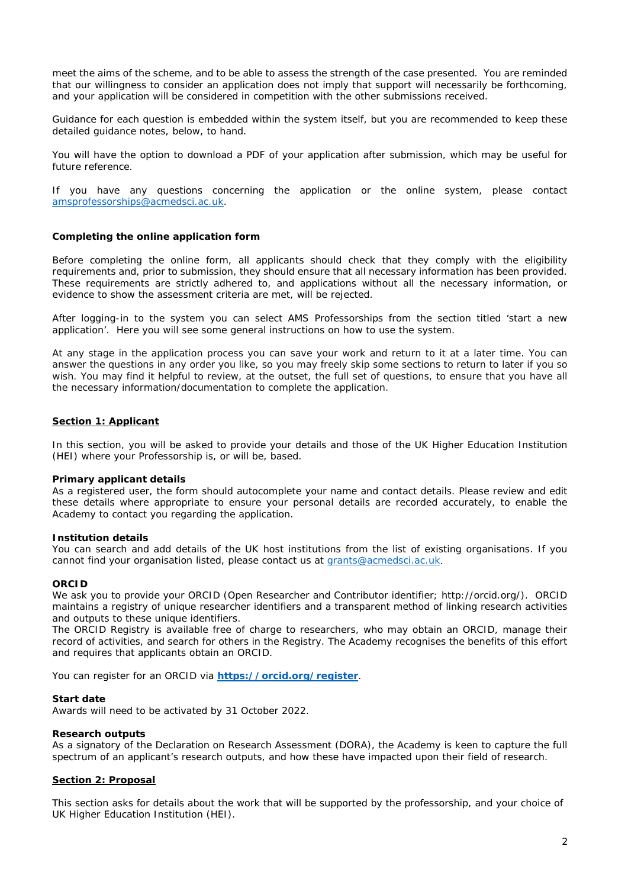meet the aims of the scheme, and to be able to assess the strength of the case presented. You are reminded that our willingness to consider an application does not imply that support will necessarily be forthcoming, and your application will be considered in competition with the other submissions received.

Guidance for each question is embedded within the system itself, but you are recommended to keep these detailed guidance notes, below, to hand.

You will have the option to download a PDF of your application after submission, which may be useful for future reference.

If you have any questions concerning the application or the online system, please contact [amsprofessorships@acmedsci.ac.uk](mailto:amsprofessorships@acmedsci.ac.uk).

### Completing the online application form

Before completing the online form, all applicants should check that they comply with the eligibility requirements and, prior to submission, they should ensure that all necessary information has been provided. These requirements are strictly adhered to, and applications without all the necessary information, or evidence to show the assessment criteria are met, will be rejected.

After logging-in to the system you can select AMS Professorships from the section titled 'start a new application'. Here you will see some general instructions on how to use the system.

At any stage in the application process you can save your work and return to it at a later time. You can answer the questions in any order you like, so you may freely skip some sections to return to later if you so wish. You may find it helpful to review, at the outset, the full set of questions, to ensure that you have all the necessary information/documentation to complete the application.

## Section 1: Applicant

In this section, you will be asked to provide your details and those of the UK Higher Education Institution (HEI) where your Professorship is, or will be, based.

**Primary applicant details**
As a registered user, the form should autocomplete your name and contact details. Please review and edit these details where appropriate to ensure your personal details are recorded accurately, to enable the Academy to contact you regarding the application.

**Institution details**
You can search and add details of the UK host institutions from the list of existing organisations. If you cannot find your organisation listed, please contact us at [grants@acmedsci.ac.uk](mailto:grants@acmedsci.ac.uk).

**ORCID**
We ask you to provide your ORCID (Open Researcher and Contributor identifier; http://orcid.org/). ORCID maintains a registry of unique researcher identifiers and a transparent method of linking research activities and outputs to these unique identifiers.
The ORCID Registry is available free of charge to researchers, who may obtain an ORCID, manage their record of activities, and search for others in the Registry. The Academy recognises the benefits of this effort and requires that applicants obtain an ORCID.

You can register for an ORCID via **[https://orcid.org/register](https://orcid.org/register)**.

**Start date**
Awards will need to be activated by 31 October 2022.

**Research outputs**
As a signatory of the Declaration on Research Assessment (DORA), the Academy is keen to capture the full spectrum of an applicant's research outputs, and how these have impacted upon their field of research.

## Section 2: Proposal

This section asks for details about the work that will be supported by the professorship, and your choice of UK Higher Education Institution (HEI).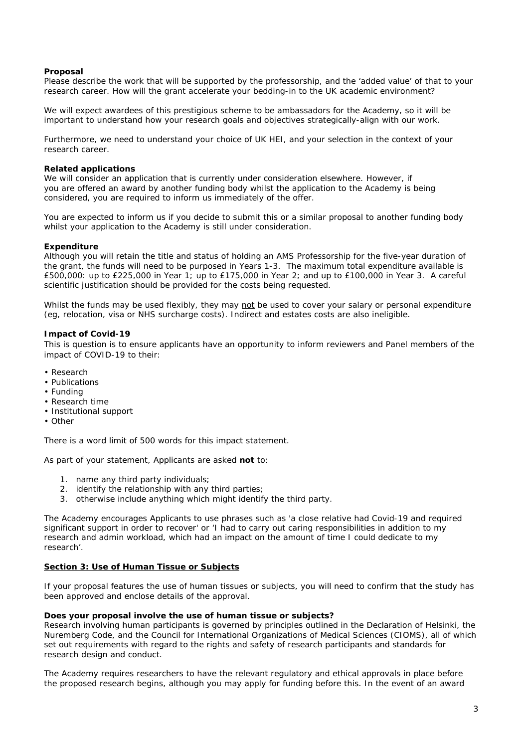**Proposal**

Please describe the work that will be supported by the professorship, and the 'added value' of that to your research career. How will the grant accelerate your bedding-in to the UK academic environment?

We will expect awardees of this prestigious scheme to be ambassadors for the Academy, so it will be important to understand how your research goals and objectives strategically-align with our work.

Furthermore, we need to understand your choice of UK HEI, and your selection in the context of your research career.

**Related applications**

We will consider an application that is currently under consideration elsewhere. However, if you are offered an award by another funding body whilst the application to the Academy is being considered, you are required to inform us immediately of the offer.

You are expected to inform us if you decide to submit this or a similar proposal to another funding body whilst your application to the Academy is still under consideration.

**Expenditure**

Although you will retain the title and status of holding an AMS Professorship for the five-year duration of the grant, the funds will need to be purposed in Years 1-3. The maximum total expenditure available is £500,000: up to £225,000 in Year 1; up to £175,000 in Year 2; and up to £100,000 in Year 3. A careful scientific justification should be provided for the costs being requested.

Whilst the funds may be used flexibly, they may not be used to cover your salary or personal expenditure (eg, relocation, visa or NHS surcharge costs). Indirect and estates costs are also ineligible.

**Impact of Covid-19**

This is question is to ensure applicants have an opportunity to inform reviewers and Panel members of the impact of COVID-19 to their:

- Research
- Publications
- Funding
- Research time
- Institutional support
- Other

There is a word limit of 500 words for this impact statement.

As part of your statement, Applicants are asked **not** to:

1. name any third party individuals;
2. identify the relationship with any third parties;
3. otherwise include anything which might identify the third party.

The Academy encourages Applicants to use phrases such as 'a close relative had Covid-19 and required significant support in order to recover' or 'I had to carry out caring responsibilities in addition to my research and admin workload, which had an impact on the amount of time I could dedicate to my research'.

## Section 3: Use of Human Tissue or Subjects

If your proposal features the use of human tissues or subjects, you will need to confirm that the study has been approved and enclose details of the approval.

**Does your proposal involve the use of human tissue or subjects?**

Research involving human participants is governed by principles outlined in the Declaration of Helsinki, the Nuremberg Code, and the Council for International Organizations of Medical Sciences (CIOMS), all of which set out requirements with regard to the rights and safety of research participants and standards for research design and conduct.

The Academy requires researchers to have the relevant regulatory and ethical approvals in place before the proposed research begins, although you may apply for funding before this. In the event of an award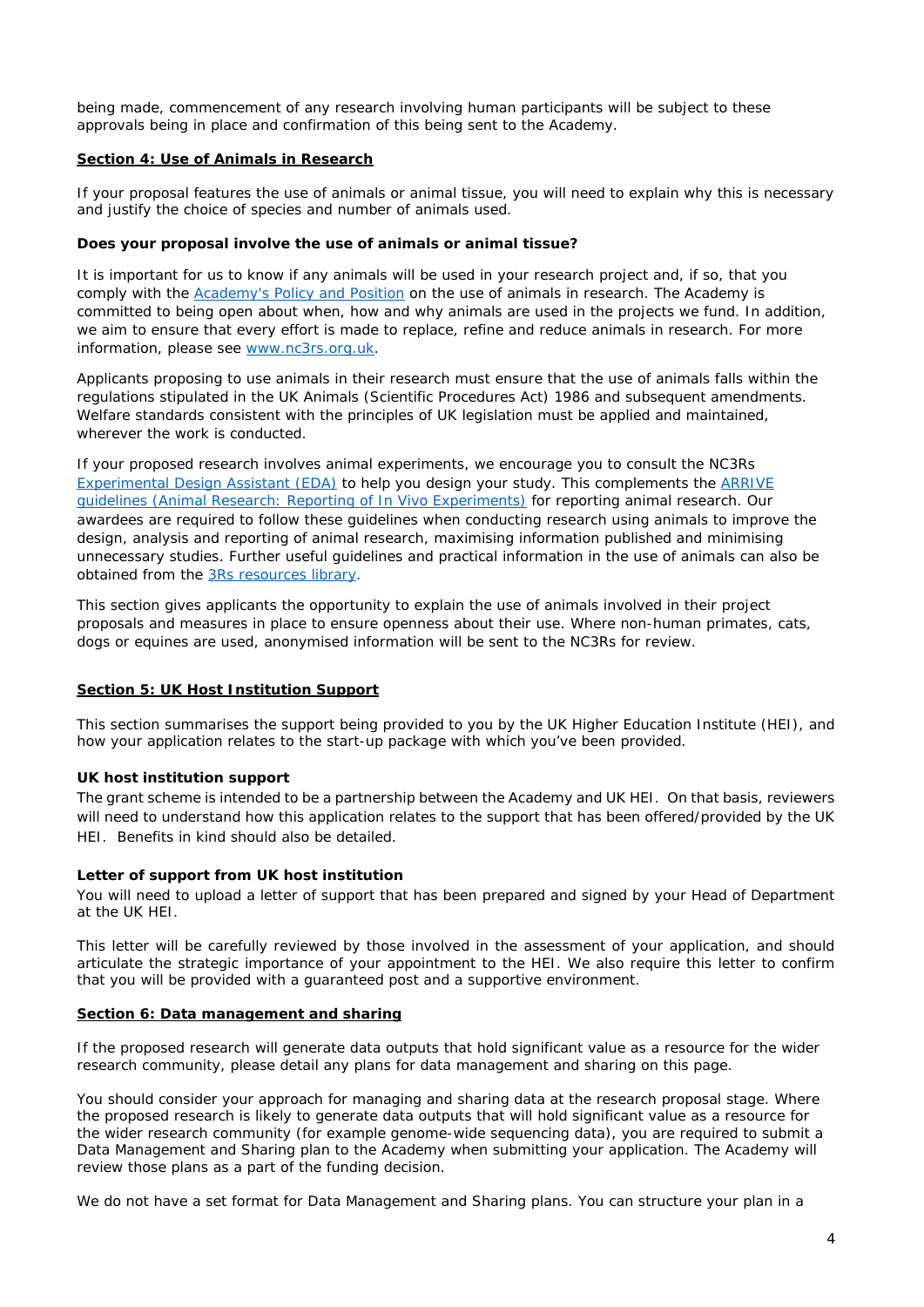being made, commencement of any research involving human participants will be subject to these approvals being in place and confirmation of this being sent to the Academy.

## Section 4: Use of Animals in Research

If your proposal features the use of animals or animal tissue, you will need to explain why this is necessary and justify the choice of species and number of animals used.

**Does your proposal involve the use of animals or animal tissue?**

It is important for us to know if any animals will be used in your research project and, if so, that you comply with the Academy's Policy and Position on the use of animals in research. The Academy is committed to being open about when, how and why animals are used in the projects we fund. In addition, we aim to ensure that every effort is made to replace, refine and reduce animals in research. For more information, please see www.nc3rs.org.uk.

Applicants proposing to use animals in their research must ensure that the use of animals falls within the regulations stipulated in the UK Animals (Scientific Procedures Act) 1986 and subsequent amendments. Welfare standards consistent with the principles of UK legislation must be applied and maintained, wherever the work is conducted.

If your proposed research involves animal experiments, we encourage you to consult the NC3Rs Experimental Design Assistant (EDA) to help you design your study. This complements the ARRIVE guidelines (Animal Research: Reporting of In Vivo Experiments) for reporting animal research. Our awardees are required to follow these guidelines when conducting research using animals to improve the design, analysis and reporting of animal research, maximising information published and minimising unnecessary studies. Further useful guidelines and practical information in the use of animals can also be obtained from the 3Rs resources library.

This section gives applicants the opportunity to explain the use of animals involved in their project proposals and measures in place to ensure openness about their use. Where non-human primates, cats, dogs or equines are used, anonymised information will be sent to the NC3Rs for review.

## Section 5: UK Host Institution Support

This section summarises the support being provided to you by the UK Higher Education Institute (HEI), and how your application relates to the start-up package with which you've been provided.

**UK host institution support**

The grant scheme is intended to be a partnership between the Academy and UK HEI. On that basis, reviewers will need to understand how this application relates to the support that has been offered/provided by the UK HEI. Benefits in kind should also be detailed.

**Letter of support from UK host institution**

You will need to upload a letter of support that has been prepared and signed by your Head of Department at the UK HEI.

This letter will be carefully reviewed by those involved in the assessment of your application, and should articulate the strategic importance of your appointment to the HEI. We also require this letter to confirm that you will be provided with a guaranteed post and a supportive environment.

## Section 6: Data management and sharing

If the proposed research will generate data outputs that hold significant value as a resource for the wider research community, please detail any plans for data management and sharing on this page.

You should consider your approach for managing and sharing data at the research proposal stage. Where the proposed research is likely to generate data outputs that will hold significant value as a resource for the wider research community (for example genome-wide sequencing data), you are required to submit a Data Management and Sharing plan to the Academy when submitting your application. The Academy will review those plans as a part of the funding decision.

We do not have a set format for Data Management and Sharing plans. You can structure your plan in a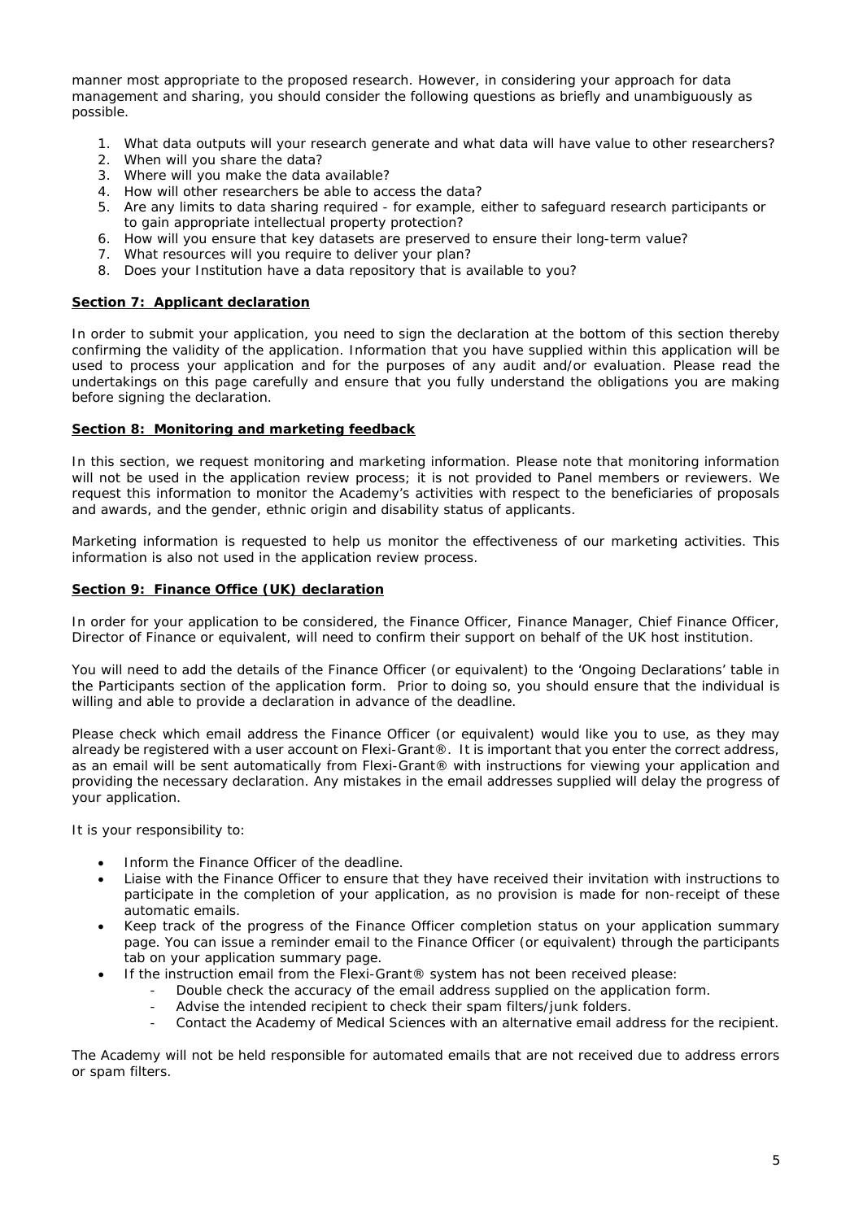manner most appropriate to the proposed research. However, in considering your approach for data management and sharing, you should consider the following questions as briefly and unambiguously as possible.

1. What data outputs will your research generate and what data will have value to other researchers?
2. When will you share the data?
3. Where will you make the data available?
4. How will other researchers be able to access the data?
5. Are any limits to data sharing required - for example, either to safeguard research participants or to gain appropriate intellectual property protection?
6. How will you ensure that key datasets are preserved to ensure their long-term value?
7. What resources will you require to deliver your plan?
8. Does your Institution have a data repository that is available to you?

**Section 7: Applicant declaration**

In order to submit your application, you need to sign the declaration at the bottom of this section thereby confirming the validity of the application. Information that you have supplied within this application will be used to process your application and for the purposes of any audit and/or evaluation. Please read the undertakings on this page carefully and ensure that you fully understand the obligations you are making before signing the declaration.

**Section 8: Monitoring and marketing feedback**

In this section, we request monitoring and marketing information. Please note that monitoring information will not be used in the application review process; it is not provided to Panel members or reviewers. We request this information to monitor the Academy's activities with respect to the beneficiaries of proposals and awards, and the gender, ethnic origin and disability status of applicants.

Marketing information is requested to help us monitor the effectiveness of our marketing activities. This information is also not used in the application review process.

**Section 9: Finance Office (UK) declaration**

In order for your application to be considered, the Finance Officer, Finance Manager, Chief Finance Officer, Director of Finance or equivalent, will need to confirm their support on behalf of the UK host institution.

You will need to add the details of the Finance Officer (or equivalent) to the 'Ongoing Declarations' table in the Participants section of the application form. Prior to doing so, you should ensure that the individual is willing and able to provide a declaration in advance of the deadline.

Please check which email address the Finance Officer (or equivalent) would like you to use, as they may already be registered with a user account on Flexi-Grant®. It is important that you enter the correct address, as an email will be sent automatically from Flexi-Grant® with instructions for viewing your application and providing the necessary declaration. Any mistakes in the email addresses supplied will delay the progress of your application.

It is your responsibility to:

- Inform the Finance Officer of the deadline.
- Liaise with the Finance Officer to ensure that they have received their invitation with instructions to participate in the completion of your application, as no provision is made for non-receipt of these automatic emails.
- Keep track of the progress of the Finance Officer completion status on your application summary page. You can issue a reminder email to the Finance Officer (or equivalent) through the participants tab on your application summary page.
- If the instruction email from the Flexi-Grant® system has not been received please:
  - Double check the accuracy of the email address supplied on the application form.
  - Advise the intended recipient to check their spam filters/junk folders.
  - Contact the Academy of Medical Sciences with an alternative email address for the recipient.

The Academy will not be held responsible for automated emails that are not received due to address errors or spam filters.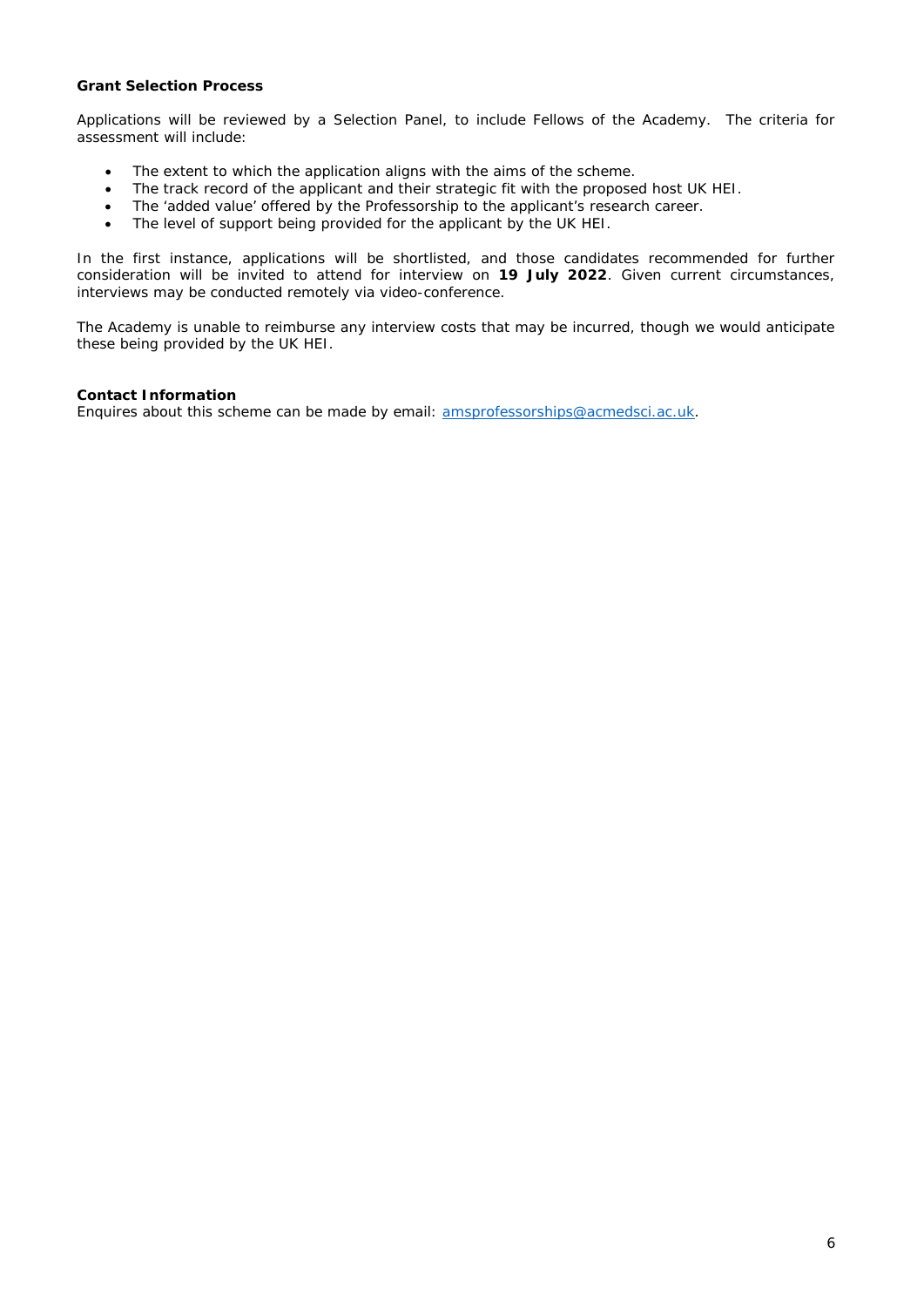**Grant Selection Process**

Applications will be reviewed by a Selection Panel, to include Fellows of the Academy. The criteria for assessment will include:

- The extent to which the application aligns with the aims of the scheme.
- The track record of the applicant and their strategic fit with the proposed host UK HEI.
- The 'added value' offered by the Professorship to the applicant's research career.
- The level of support being provided for the applicant by the UK HEI.

In the first instance, applications will be shortlisted, and those candidates recommended for further consideration will be invited to attend for interview on **19 July 2022**. Given current circumstances, interviews may be conducted remotely via video-conference.

The Academy is unable to reimburse any interview costs that may be incurred, though we would anticipate these being provided by the UK HEI.

**Contact Information**
Enquires about this scheme can be made by email: [amsprofessorships@acmedsci.ac.uk](mailto:amsprofessorships@acmedsci.ac.uk).